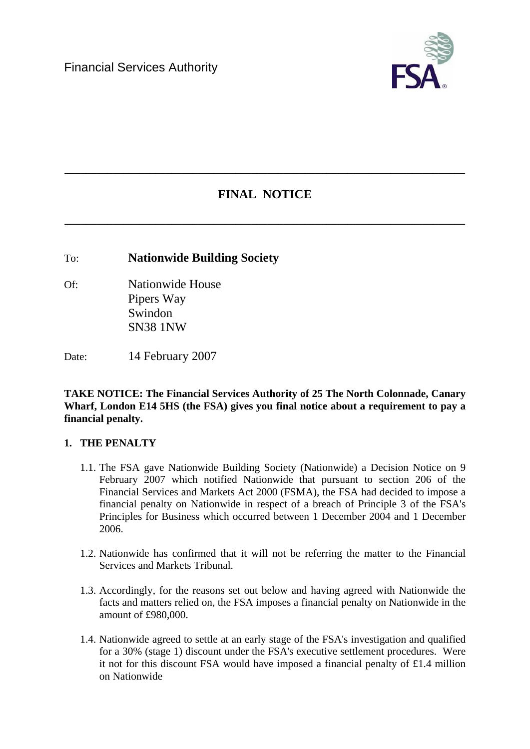Financial Services Authority

# FINAL NOTICE

To: **Nationwide Building Society**

Of: Nationwide House  
Pipers Way  
Swindon  
SN38 1NW

Date: 14 February 2007

**TAKE NOTICE: The Financial Services Authority of 25 The North Colonnade, Canary Wharf, London E14 5HS (the FSA) gives you final notice about a requirement to pay a financial penalty.**

## 1. THE PENALTY

1.1. The FSA gave Nationwide Building Society (Nationwide) a Decision Notice on 9 February 2007 which notified Nationwide that pursuant to section 206 of the Financial Services and Markets Act 2000 (FSMA), the FSA had decided to impose a financial penalty on Nationwide in respect of a breach of Principle 3 of the FSA's Principles for Business which occurred between 1 December 2004 and 1 December 2006.

1.2. Nationwide has confirmed that it will not be referring the matter to the Financial Services and Markets Tribunal.

1.3. Accordingly, for the reasons set out below and having agreed with Nationwide the facts and matters relied on, the FSA imposes a financial penalty on Nationwide in the amount of £980,000.

1.4. Nationwide agreed to settle at an early stage of the FSA's investigation and qualified for a 30% (stage 1) discount under the FSA's executive settlement procedures. Were it not for this discount FSA would have imposed a financial penalty of £1.4 million on Nationwide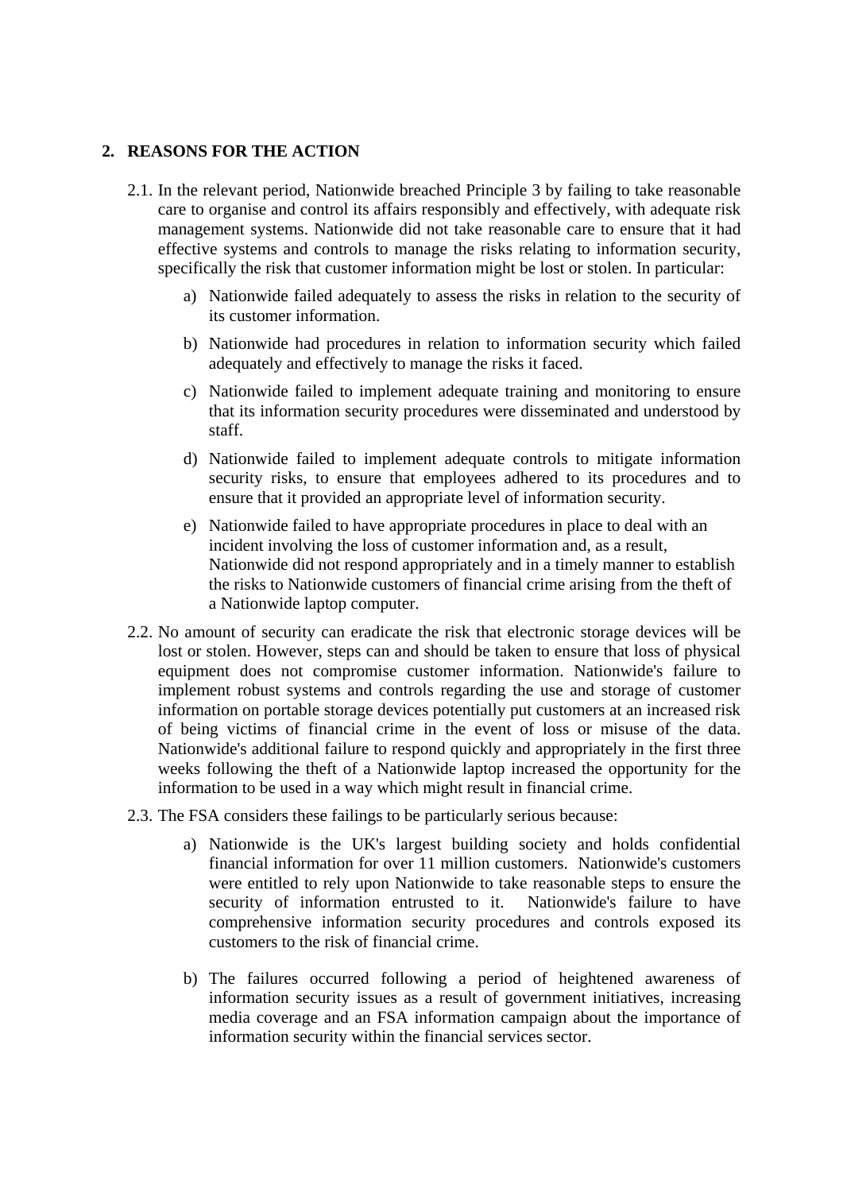## 2. REASONS FOR THE ACTION

2.1. In the relevant period, Nationwide breached Principle 3 by failing to take reasonable care to organise and control its affairs responsibly and effectively, with adequate risk management systems. Nationwide did not take reasonable care to ensure that it had effective systems and controls to manage the risks relating to information security, specifically the risk that customer information might be lost or stolen. In particular:

a) Nationwide failed adequately to assess the risks in relation to the security of its customer information.

b) Nationwide had procedures in relation to information security which failed adequately and effectively to manage the risks it faced.

c) Nationwide failed to implement adequate training and monitoring to ensure that its information security procedures were disseminated and understood by staff.

d) Nationwide failed to implement adequate controls to mitigate information security risks, to ensure that employees adhered to its procedures and to ensure that it provided an appropriate level of information security.

e) Nationwide failed to have appropriate procedures in place to deal with an incident involving the loss of customer information and, as a result, Nationwide did not respond appropriately and in a timely manner to establish the risks to Nationwide customers of financial crime arising from the theft of a Nationwide laptop computer.

2.2. No amount of security can eradicate the risk that electronic storage devices will be lost or stolen. However, steps can and should be taken to ensure that loss of physical equipment does not compromise customer information. Nationwide's failure to implement robust systems and controls regarding the use and storage of customer information on portable storage devices potentially put customers at an increased risk of being victims of financial crime in the event of loss or misuse of the data. Nationwide's additional failure to respond quickly and appropriately in the first three weeks following the theft of a Nationwide laptop increased the opportunity for the information to be used in a way which might result in financial crime.

2.3. The FSA considers these failings to be particularly serious because:

a) Nationwide is the UK's largest building society and holds confidential financial information for over 11 million customers. Nationwide's customers were entitled to rely upon Nationwide to take reasonable steps to ensure the security of information entrusted to it. Nationwide's failure to have comprehensive information security procedures and controls exposed its customers to the risk of financial crime.

b) The failures occurred following a period of heightened awareness of information security issues as a result of government initiatives, increasing media coverage and an FSA information campaign about the importance of information security within the financial services sector.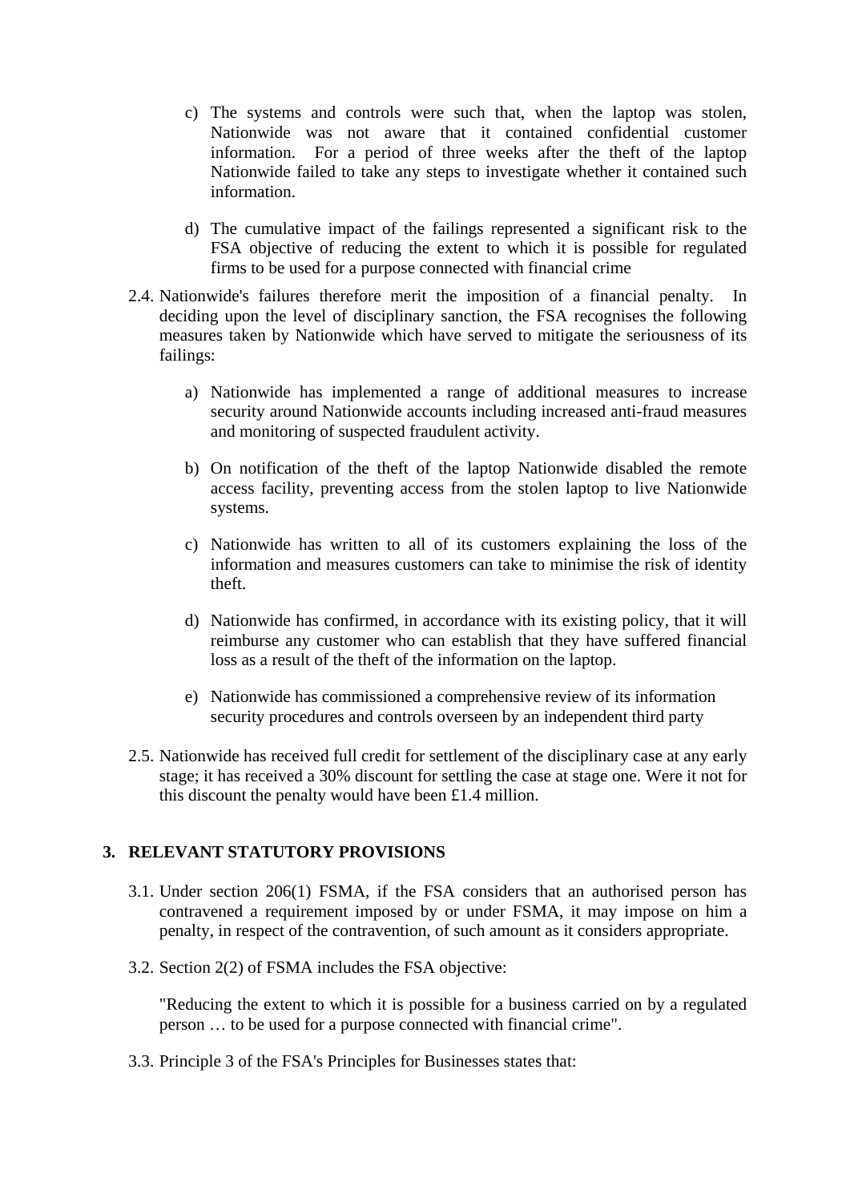c) The systems and controls were such that, when the laptop was stolen, Nationwide was not aware that it contained confidential customer information. For a period of three weeks after the theft of the laptop Nationwide failed to take any steps to investigate whether it contained such information.

d) The cumulative impact of the failings represented a significant risk to the FSA objective of reducing the extent to which it is possible for regulated firms to be used for a purpose connected with financial crime

2.4. Nationwide's failures therefore merit the imposition of a financial penalty. In deciding upon the level of disciplinary sanction, the FSA recognises the following measures taken by Nationwide which have served to mitigate the seriousness of its failings:

a) Nationwide has implemented a range of additional measures to increase security around Nationwide accounts including increased anti-fraud measures and monitoring of suspected fraudulent activity.

b) On notification of the theft of the laptop Nationwide disabled the remote access facility, preventing access from the stolen laptop to live Nationwide systems.

c) Nationwide has written to all of its customers explaining the loss of the information and measures customers can take to minimise the risk of identity theft.

d) Nationwide has confirmed, in accordance with its existing policy, that it will reimburse any customer who can establish that they have suffered financial loss as a result of the theft of the information on the laptop.

e) Nationwide has commissioned a comprehensive review of its information security procedures and controls overseen by an independent third party

2.5. Nationwide has received full credit for settlement of the disciplinary case at any early stage; it has received a 30% discount for settling the case at stage one. Were it not for this discount the penalty would have been £1.4 million.

## 3. RELEVANT STATUTORY PROVISIONS

3.1. Under section 206(1) FSMA, if the FSA considers that an authorised person has contravened a requirement imposed by or under FSMA, it may impose on him a penalty, in respect of the contravention, of such amount as it considers appropriate.

3.2. Section 2(2) of FSMA includes the FSA objective:

"Reducing the extent to which it is possible for a business carried on by a regulated person … to be used for a purpose connected with financial crime".

3.3. Principle 3 of the FSA's Principles for Businesses states that: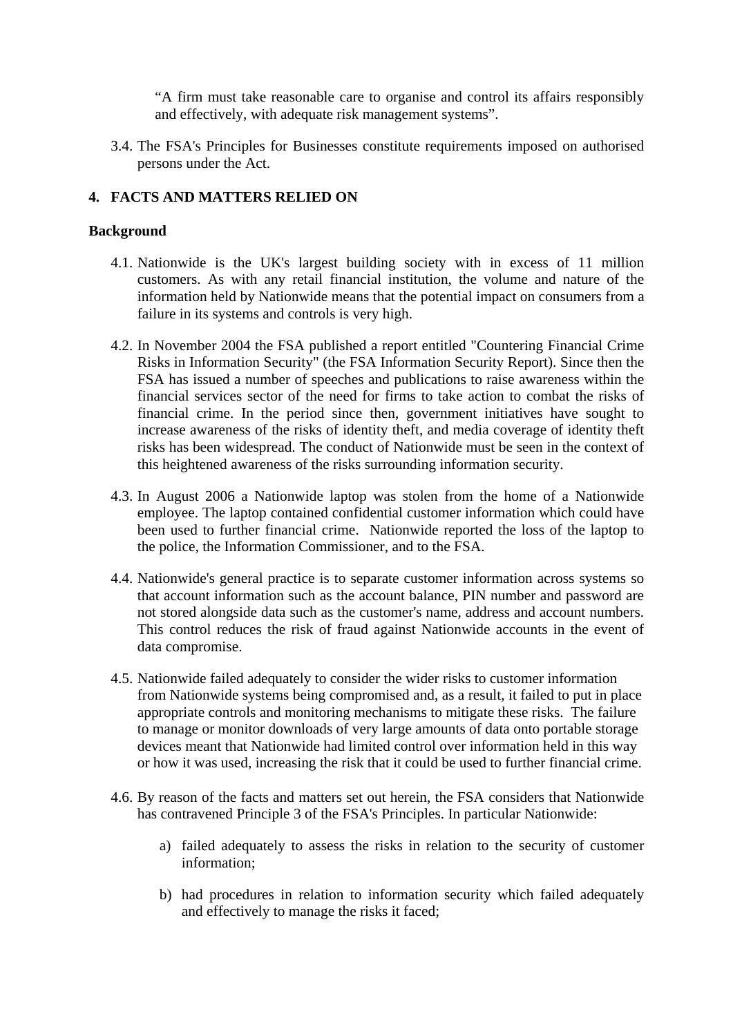“A firm must take reasonable care to organise and control its affairs responsibly and effectively, with adequate risk management systems”.

3.4. The FSA's Principles for Businesses constitute requirements imposed on authorised persons under the Act.

## 4. FACTS AND MATTERS RELIED ON

### Background

4.1. Nationwide is the UK's largest building society with in excess of 11 million customers. As with any retail financial institution, the volume and nature of the information held by Nationwide means that the potential impact on consumers from a failure in its systems and controls is very high.

4.2. In November 2004 the FSA published a report entitled "Countering Financial Crime Risks in Information Security" (the FSA Information Security Report). Since then the FSA has issued a number of speeches and publications to raise awareness within the financial services sector of the need for firms to take action to combat the risks of financial crime. In the period since then, government initiatives have sought to increase awareness of the risks of identity theft, and media coverage of identity theft risks has been widespread. The conduct of Nationwide must be seen in the context of this heightened awareness of the risks surrounding information security.

4.3. In August 2006 a Nationwide laptop was stolen from the home of a Nationwide employee. The laptop contained confidential customer information which could have been used to further financial crime. Nationwide reported the loss of the laptop to the police, the Information Commissioner, and to the FSA.

4.4. Nationwide's general practice is to separate customer information across systems so that account information such as the account balance, PIN number and password are not stored alongside data such as the customer's name, address and account numbers. This control reduces the risk of fraud against Nationwide accounts in the event of data compromise.

4.5. Nationwide failed adequately to consider the wider risks to customer information from Nationwide systems being compromised and, as a result, it failed to put in place appropriate controls and monitoring mechanisms to mitigate these risks. The failure to manage or monitor downloads of very large amounts of data onto portable storage devices meant that Nationwide had limited control over information held in this way or how it was used, increasing the risk that it could be used to further financial crime.

4.6. By reason of the facts and matters set out herein, the FSA considers that Nationwide has contravened Principle 3 of the FSA's Principles. In particular Nationwide:

a) failed adequately to assess the risks in relation to the security of customer information;

b) had procedures in relation to information security which failed adequately and effectively to manage the risks it faced;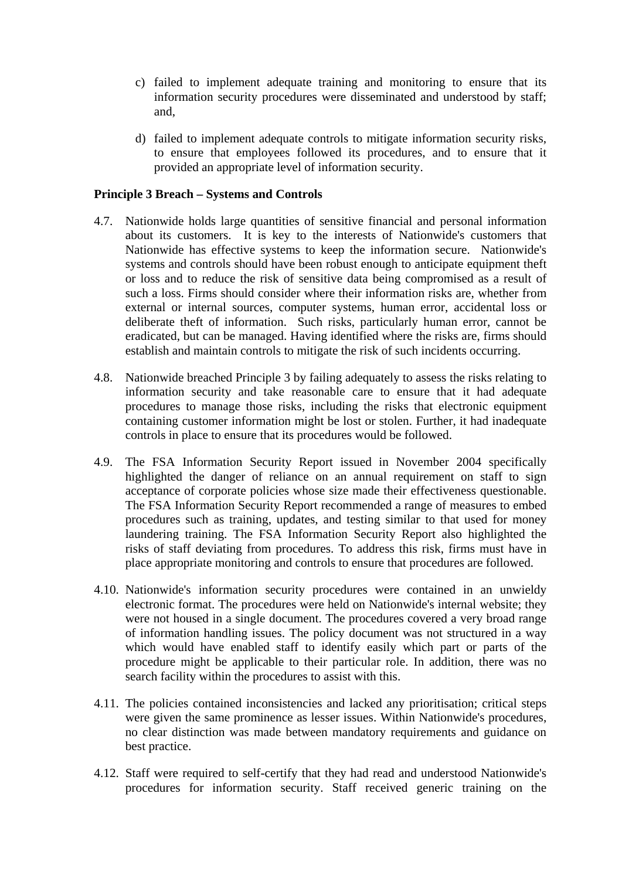c) failed to implement adequate training and monitoring to ensure that its information security procedures were disseminated and understood by staff; and,

d) failed to implement adequate controls to mitigate information security risks, to ensure that employees followed its procedures, and to ensure that it provided an appropriate level of information security.

**Principle 3 Breach – Systems and Controls**

4.7. Nationwide holds large quantities of sensitive financial and personal information about its customers. It is key to the interests of Nationwide's customers that Nationwide has effective systems to keep the information secure. Nationwide's systems and controls should have been robust enough to anticipate equipment theft or loss and to reduce the risk of sensitive data being compromised as a result of such a loss. Firms should consider where their information risks are, whether from external or internal sources, computer systems, human error, accidental loss or deliberate theft of information. Such risks, particularly human error, cannot be eradicated, but can be managed. Having identified where the risks are, firms should establish and maintain controls to mitigate the risk of such incidents occurring.

4.8. Nationwide breached Principle 3 by failing adequately to assess the risks relating to information security and take reasonable care to ensure that it had adequate procedures to manage those risks, including the risks that electronic equipment containing customer information might be lost or stolen. Further, it had inadequate controls in place to ensure that its procedures would be followed.

4.9. The FSA Information Security Report issued in November 2004 specifically highlighted the danger of reliance on an annual requirement on staff to sign acceptance of corporate policies whose size made their effectiveness questionable. The FSA Information Security Report recommended a range of measures to embed procedures such as training, updates, and testing similar to that used for money laundering training. The FSA Information Security Report also highlighted the risks of staff deviating from procedures. To address this risk, firms must have in place appropriate monitoring and controls to ensure that procedures are followed.

4.10. Nationwide's information security procedures were contained in an unwieldy electronic format. The procedures were held on Nationwide's internal website; they were not housed in a single document. The procedures covered a very broad range of information handling issues. The policy document was not structured in a way which would have enabled staff to identify easily which part or parts of the procedure might be applicable to their particular role. In addition, there was no search facility within the procedures to assist with this.

4.11. The policies contained inconsistencies and lacked any prioritisation; critical steps were given the same prominence as lesser issues. Within Nationwide's procedures, no clear distinction was made between mandatory requirements and guidance on best practice.

4.12. Staff were required to self-certify that they had read and understood Nationwide's procedures for information security. Staff received generic training on the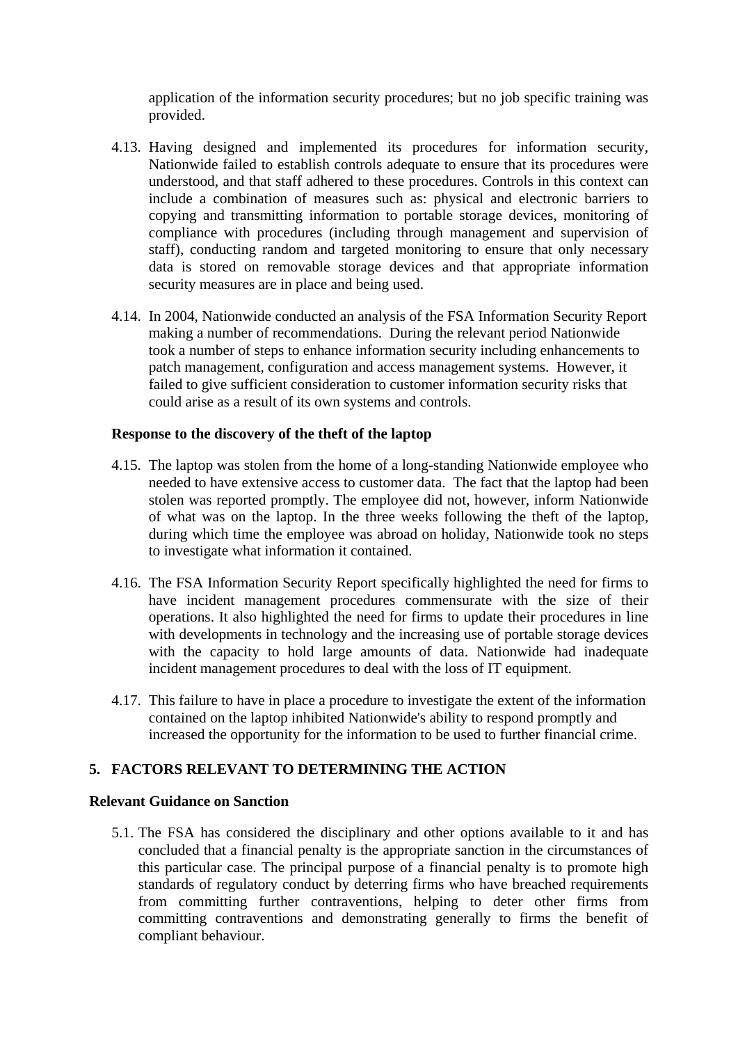application of the information security procedures; but no job specific training was provided.

4.13. Having designed and implemented its procedures for information security, Nationwide failed to establish controls adequate to ensure that its procedures were understood, and that staff adhered to these procedures. Controls in this context can include a combination of measures such as: physical and electronic barriers to copying and transmitting information to portable storage devices, monitoring of compliance with procedures (including through management and supervision of staff), conducting random and targeted monitoring to ensure that only necessary data is stored on removable storage devices and that appropriate information security measures are in place and being used.

4.14. In 2004, Nationwide conducted an analysis of the FSA Information Security Report making a number of recommendations. During the relevant period Nationwide took a number of steps to enhance information security including enhancements to patch management, configuration and access management systems. However, it failed to give sufficient consideration to customer information security risks that could arise as a result of its own systems and controls.

**Response to the discovery of the theft of the laptop**

4.15. The laptop was stolen from the home of a long-standing Nationwide employee who needed to have extensive access to customer data. The fact that the laptop had been stolen was reported promptly. The employee did not, however, inform Nationwide of what was on the laptop. In the three weeks following the theft of the laptop, during which time the employee was abroad on holiday, Nationwide took no steps to investigate what information it contained.

4.16. The FSA Information Security Report specifically highlighted the need for firms to have incident management procedures commensurate with the size of their operations. It also highlighted the need for firms to update their procedures in line with developments in technology and the increasing use of portable storage devices with the capacity to hold large amounts of data. Nationwide had inadequate incident management procedures to deal with the loss of IT equipment.

4.17. This failure to have in place a procedure to investigate the extent of the information contained on the laptop inhibited Nationwide's ability to respond promptly and increased the opportunity for the information to be used to further financial crime.

## 5. FACTORS RELEVANT TO DETERMINING THE ACTION

**Relevant Guidance on Sanction**

5.1. The FSA has considered the disciplinary and other options available to it and has concluded that a financial penalty is the appropriate sanction in the circumstances of this particular case. The principal purpose of a financial penalty is to promote high standards of regulatory conduct by deterring firms who have breached requirements from committing further contraventions, helping to deter other firms from committing contraventions and demonstrating generally to firms the benefit of compliant behaviour.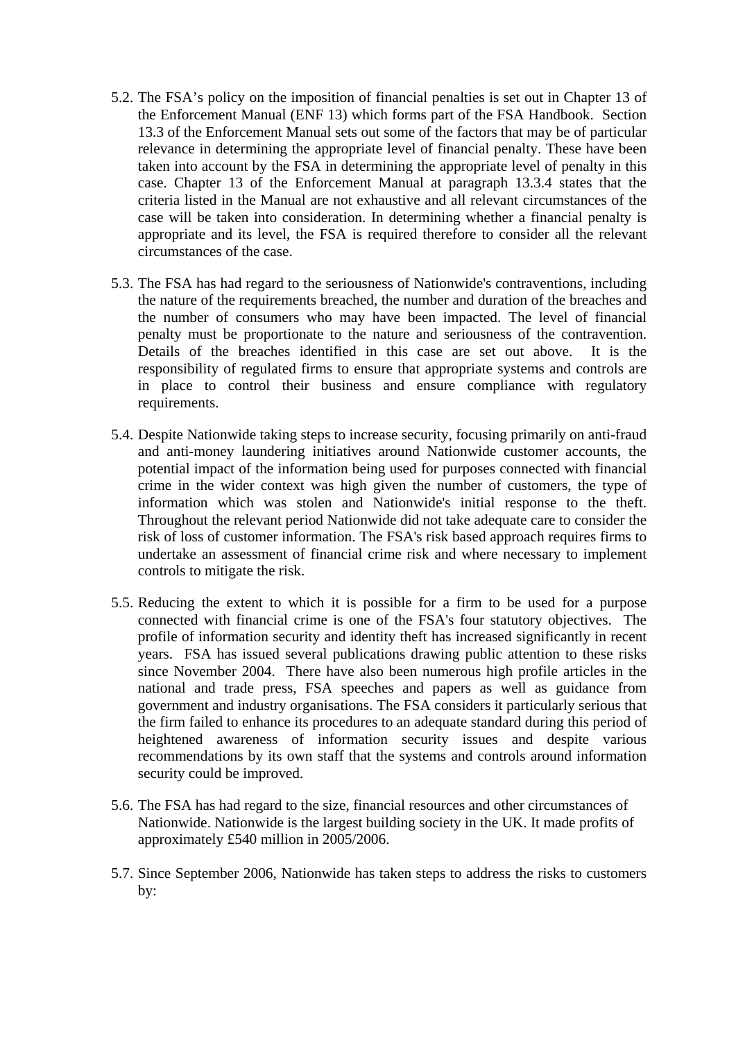5.2. The FSA's policy on the imposition of financial penalties is set out in Chapter 13 of the Enforcement Manual (ENF 13) which forms part of the FSA Handbook. Section 13.3 of the Enforcement Manual sets out some of the factors that may be of particular relevance in determining the appropriate level of financial penalty. These have been taken into account by the FSA in determining the appropriate level of penalty in this case. Chapter 13 of the Enforcement Manual at paragraph 13.3.4 states that the criteria listed in the Manual are not exhaustive and all relevant circumstances of the case will be taken into consideration. In determining whether a financial penalty is appropriate and its level, the FSA is required therefore to consider all the relevant circumstances of the case.

5.3. The FSA has had regard to the seriousness of Nationwide's contraventions, including the nature of the requirements breached, the number and duration of the breaches and the number of consumers who may have been impacted. The level of financial penalty must be proportionate to the nature and seriousness of the contravention. Details of the breaches identified in this case are set out above. It is the responsibility of regulated firms to ensure that appropriate systems and controls are in place to control their business and ensure compliance with regulatory requirements.

5.4. Despite Nationwide taking steps to increase security, focusing primarily on anti-fraud and anti-money laundering initiatives around Nationwide customer accounts, the potential impact of the information being used for purposes connected with financial crime in the wider context was high given the number of customers, the type of information which was stolen and Nationwide's initial response to the theft. Throughout the relevant period Nationwide did not take adequate care to consider the risk of loss of customer information. The FSA's risk based approach requires firms to undertake an assessment of financial crime risk and where necessary to implement controls to mitigate the risk.

5.5. Reducing the extent to which it is possible for a firm to be used for a purpose connected with financial crime is one of the FSA's four statutory objectives. The profile of information security and identity theft has increased significantly in recent years. FSA has issued several publications drawing public attention to these risks since November 2004. There have also been numerous high profile articles in the national and trade press, FSA speeches and papers as well as guidance from government and industry organisations. The FSA considers it particularly serious that the firm failed to enhance its procedures to an adequate standard during this period of heightened awareness of information security issues and despite various recommendations by its own staff that the systems and controls around information security could be improved.

5.6. The FSA has had regard to the size, financial resources and other circumstances of Nationwide. Nationwide is the largest building society in the UK. It made profits of approximately £540 million in 2005/2006.

5.7. Since September 2006, Nationwide has taken steps to address the risks to customers by: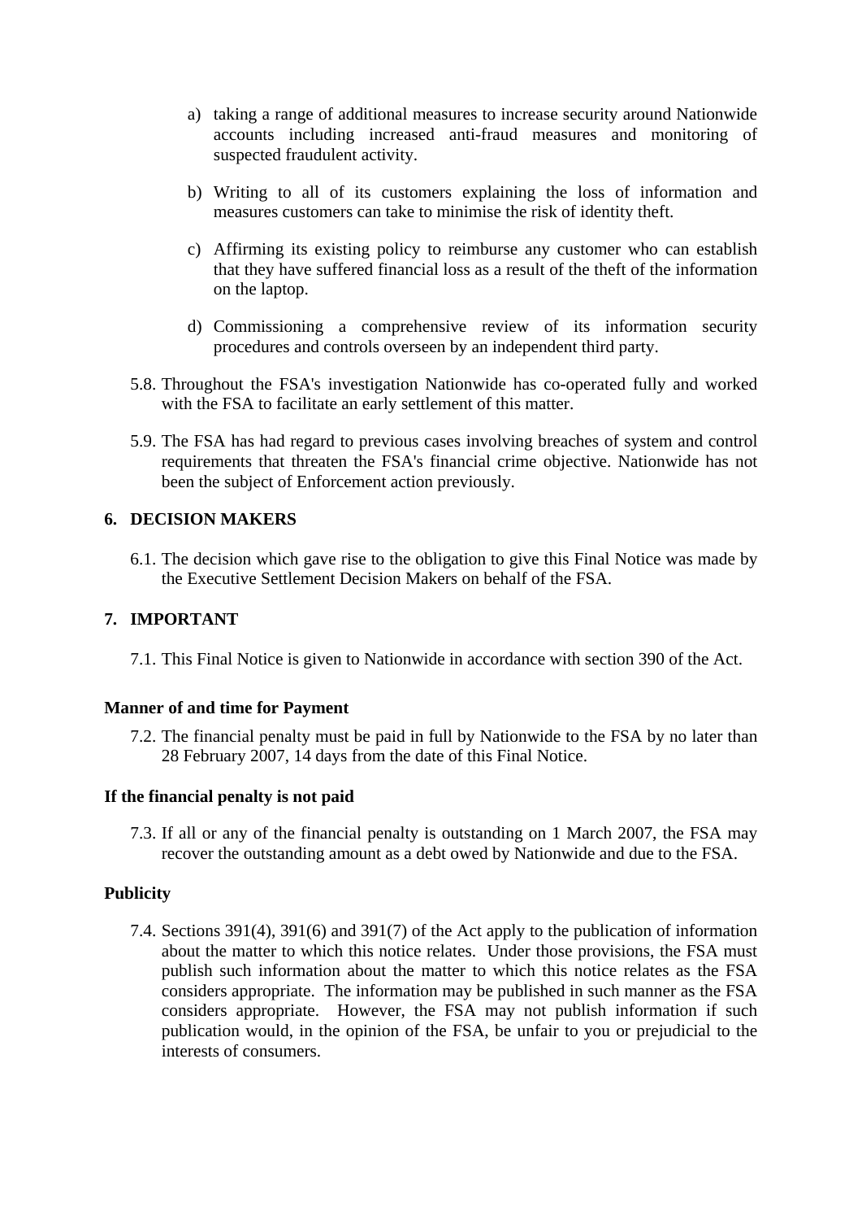a) taking a range of additional measures to increase security around Nationwide accounts including increased anti-fraud measures and monitoring of suspected fraudulent activity.

b) Writing to all of its customers explaining the loss of information and measures customers can take to minimise the risk of identity theft.

c) Affirming its existing policy to reimburse any customer who can establish that they have suffered financial loss as a result of the theft of the information on the laptop.

d) Commissioning a comprehensive review of its information security procedures and controls overseen by an independent third party.

5.8. Throughout the FSA's investigation Nationwide has co-operated fully and worked with the FSA to facilitate an early settlement of this matter.

5.9. The FSA has had regard to previous cases involving breaches of system and control requirements that threaten the FSA's financial crime objective. Nationwide has not been the subject of Enforcement action previously.

## 6. DECISION MAKERS

6.1. The decision which gave rise to the obligation to give this Final Notice was made by the Executive Settlement Decision Makers on behalf of the FSA.

## 7. IMPORTANT

7.1. This Final Notice is given to Nationwide in accordance with section 390 of the Act.

### Manner of and time for Payment

7.2. The financial penalty must be paid in full by Nationwide to the FSA by no later than 28 February 2007, 14 days from the date of this Final Notice.

### If the financial penalty is not paid

7.3. If all or any of the financial penalty is outstanding on 1 March 2007, the FSA may recover the outstanding amount as a debt owed by Nationwide and due to the FSA.

### Publicity

7.4. Sections 391(4), 391(6) and 391(7) of the Act apply to the publication of information about the matter to which this notice relates. Under those provisions, the FSA must publish such information about the matter to which this notice relates as the FSA considers appropriate. The information may be published in such manner as the FSA considers appropriate. However, the FSA may not publish information if such publication would, in the opinion of the FSA, be unfair to you or prejudicial to the interests of consumers.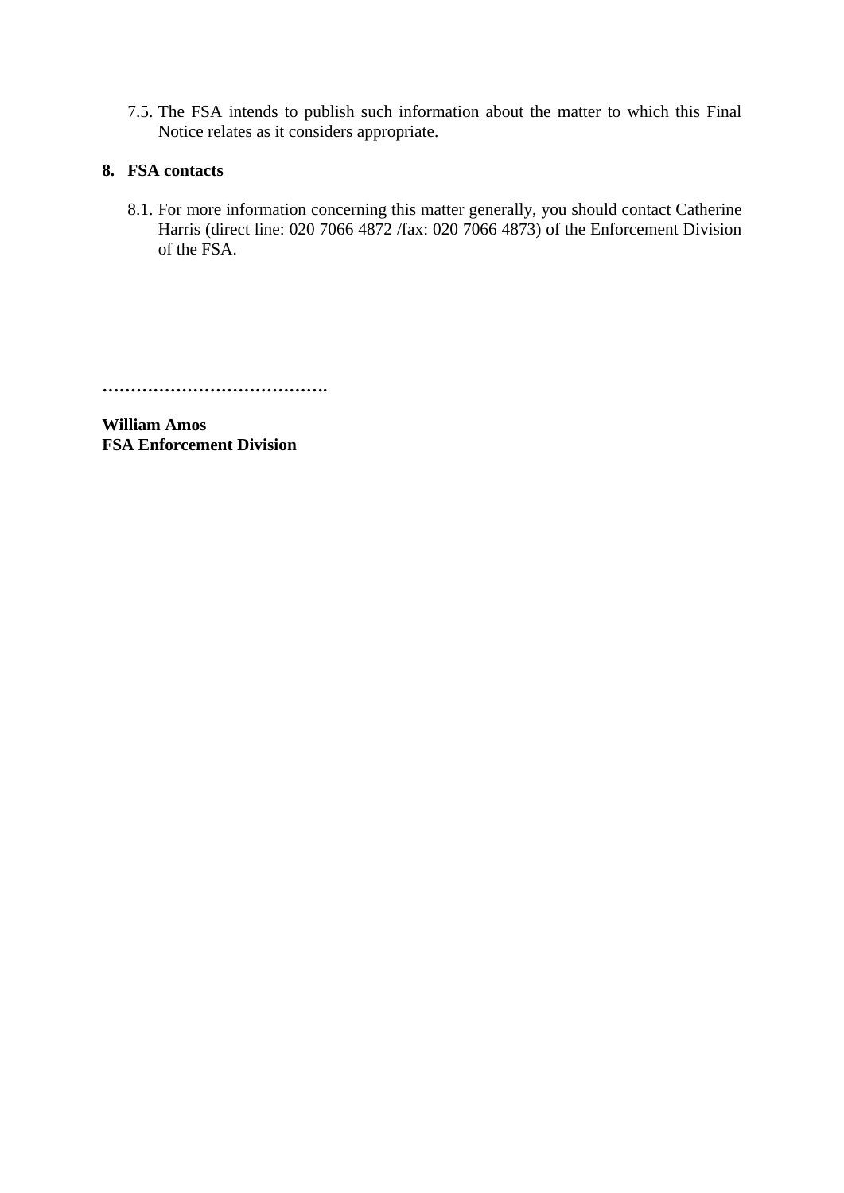7.5. The FSA intends to publish such information about the matter to which this Final Notice relates as it considers appropriate.

## 8. FSA contacts

8.1. For more information concerning this matter generally, you should contact Catherine Harris (direct line: 020 7066 4872 /fax: 020 7066 4873) of the Enforcement Division of the FSA.

**………………………………….**

**William Amos**
**FSA Enforcement Division**